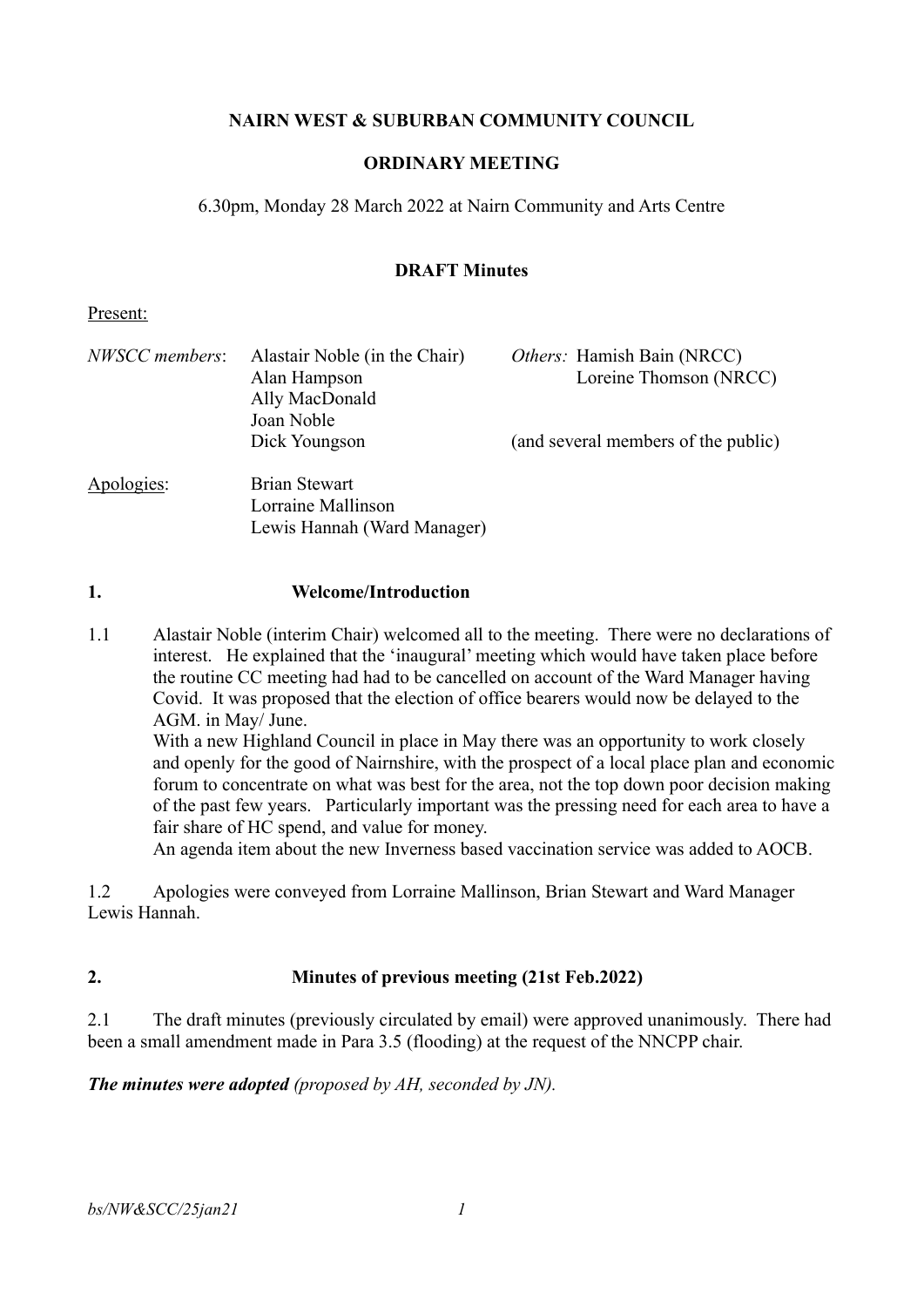**NAIRN WEST & SUBURBAN COMMUNITY COUNCIL**

**ORDINARY MEETING**

6.30pm, Monday 28 March 2022 at Nairn Community and Arts Centre

**DRAFT Minutes**

Present:

| | | |
|---|---|---|
| *NWSCC members*: | Alastair Noble (in the Chair) | *Others:* Hamish Bain (NRCC) |
| | Alan Hampson | Loreine Thomson (NRCC) |
| | Ally MacDonald | |
| | Joan Noble | |
| | Dick Youngson | (and several members of the public) |

Apologies: Brian Stewart
Lorraine Mallinson
Lewis Hannah (Ward Manager)

## 1. Welcome/Introduction

1.1 Alastair Noble (interim Chair) welcomed all to the meeting. There were no declarations of interest. He explained that the 'inaugural' meeting which would have taken place before the routine CC meeting had had to be cancelled on account of the Ward Manager having Covid. It was proposed that the election of office bearers would now be delayed to the AGM. in May/ June.
With a new Highland Council in place in May there was an opportunity to work closely and openly for the good of Nairnshire, with the prospect of a local place plan and economic forum to concentrate on what was best for the area, not the top down poor decision making of the past few years. Particularly important was the pressing need for each area to have a fair share of HC spend, and value for money.
An agenda item about the new Inverness based vaccination service was added to AOCB.

1.2 Apologies were conveyed from Lorraine Mallinson, Brian Stewart and Ward Manager Lewis Hannah.

## 2. Minutes of previous meeting (21st Feb.2022)

2.1 The draft minutes (previously circulated by email) were approved unanimously. There had been a small amendment made in Para 3.5 (flooding) at the request of the NNCPP chair.

***The minutes were adopted*** *(proposed by AH, seconded by JN).*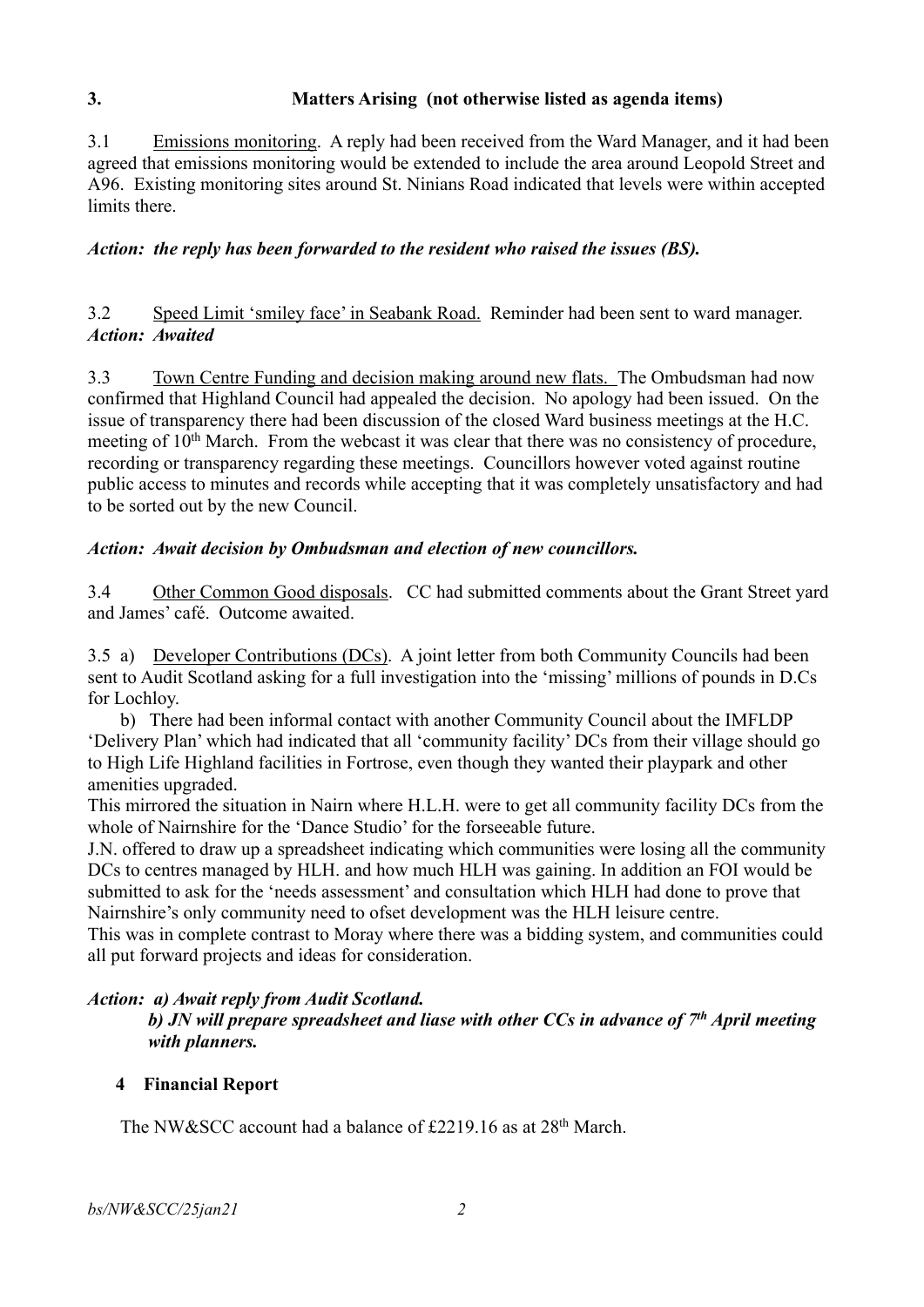## 3. Matters Arising (not otherwise listed as agenda items)

3.1 Emissions monitoring. A reply had been received from the Ward Manager, and it had been agreed that emissions monitoring would be extended to include the area around Leopold Street and A96. Existing monitoring sites around St. Ninians Road indicated that levels were within accepted limits there.

***Action: the reply has been forwarded to the resident who raised the issues (BS).***

3.2 Speed Limit 'smiley face' in Seabank Road. Reminder had been sent to ward manager.
***Action: Awaited***

3.3 Town Centre Funding and decision making around new flats. The Ombudsman had now confirmed that Highland Council had appealed the decision. No apology had been issued. On the issue of transparency there had been discussion of the closed Ward business meetings at the H.C. meeting of 10th March. From the webcast it was clear that there was no consistency of procedure, recording or transparency regarding these meetings. Councillors however voted against routine public access to minutes and records while accepting that it was completely unsatisfactory and had to be sorted out by the new Council.

***Action: Await decision by Ombudsman and election of new councillors.***

3.4 Other Common Good disposals. CC had submitted comments about the Grant Street yard and James' café. Outcome awaited.

3.5 a) Developer Contributions (DCs). A joint letter from both Community Councils had been sent to Audit Scotland asking for a full investigation into the 'missing' millions of pounds in D.Cs for Lochloy.

b) There had been informal contact with another Community Council about the IMFLDP 'Delivery Plan' which had indicated that all 'community facility' DCs from their village should go to High Life Highland facilities in Fortrose, even though they wanted their playpark and other amenities upgraded.
This mirrored the situation in Nairn where H.L.H. were to get all community facility DCs from the whole of Nairnshire for the 'Dance Studio' for the forseeable future.
J.N. offered to draw up a spreadsheet indicating which communities were losing all the community DCs to centres managed by HLH. and how much HLH was gaining. In addition an FOI would be submitted to ask for the 'needs assessment' and consultation which HLH had done to prove that Nairnshire's only community need to ofset development was the HLH leisure centre.
This was in complete contrast to Moray where there was a bidding system, and communities could all put forward projects and ideas for consideration.

***Action: a) Await reply from Audit Scotland.***
***b) JN will prepare spreadsheet and liase with other CCs in advance of 7th April meeting with planners.***

## 4 Financial Report

The NW&SCC account had a balance of £2219.16 as at 28th March.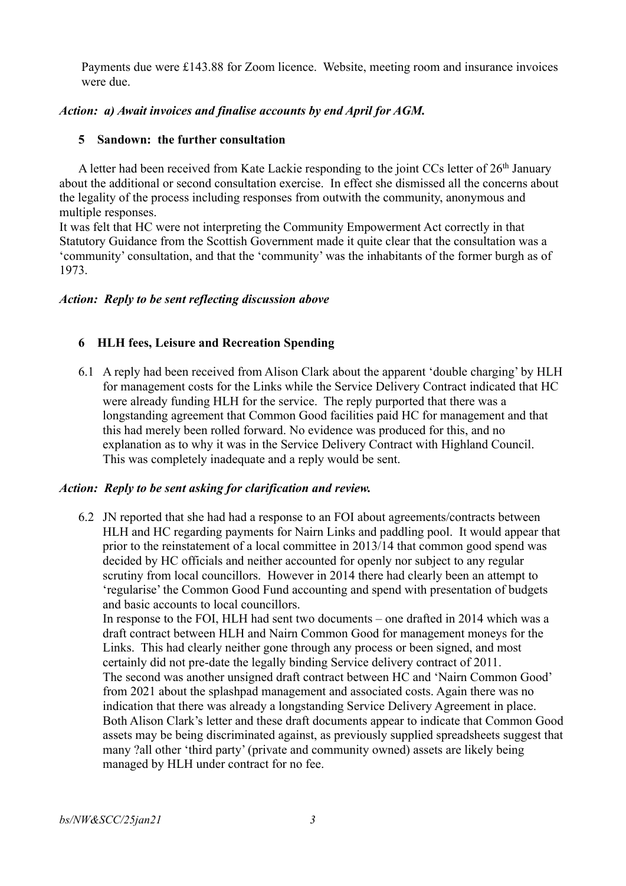Payments due were £143.88 for Zoom licence. Website, meeting room and insurance invoices were due.

***Action: a) Await invoices and finalise accounts by end April for AGM.***

### 5 Sandown: the further consultation

A letter had been received from Kate Lackie responding to the joint CCs letter of 26th January about the additional or second consultation exercise. In effect she dismissed all the concerns about the legality of the process including responses from outwith the community, anonymous and multiple responses.
It was felt that HC were not interpreting the Community Empowerment Act correctly in that Statutory Guidance from the Scottish Government made it quite clear that the consultation was a 'community' consultation, and that the 'community' was the inhabitants of the former burgh as of 1973.

***Action: Reply to be sent reflecting discussion above***

### 6 HLH fees, Leisure and Recreation Spending

6.1 A reply had been received from Alison Clark about the apparent 'double charging' by HLH for management costs for the Links while the Service Delivery Contract indicated that HC were already funding HLH for the service. The reply purported that there was a longstanding agreement that Common Good facilities paid HC for management and that this had merely been rolled forward. No evidence was produced for this, and no explanation as to why it was in the Service Delivery Contract with Highland Council. This was completely inadequate and a reply would be sent.

***Action: Reply to be sent asking for clarification and review.***

6.2 JN reported that she had had a response to an FOI about agreements/contracts between HLH and HC regarding payments for Nairn Links and paddling pool. It would appear that prior to the reinstatement of a local committee in 2013/14 that common good spend was decided by HC officials and neither accounted for openly nor subject to any regular scrutiny from local councillors. However in 2014 there had clearly been an attempt to 'regularise' the Common Good Fund accounting and spend with presentation of budgets and basic accounts to local councillors.
In response to the FOI, HLH had sent two documents – one drafted in 2014 which was a draft contract between HLH and Nairn Common Good for management moneys for the Links. This had clearly neither gone through any process or been signed, and most certainly did not pre-date the legally binding Service delivery contract of 2011.
The second was another unsigned draft contract between HC and 'Nairn Common Good' from 2021 about the splashpad management and associated costs. Again there was no indication that there was already a longstanding Service Delivery Agreement in place.
Both Alison Clark's letter and these draft documents appear to indicate that Common Good assets may be being discriminated against, as previously supplied spreadsheets suggest that many ?all other 'third party' (private and community owned) assets are likely being managed by HLH under contract for no fee.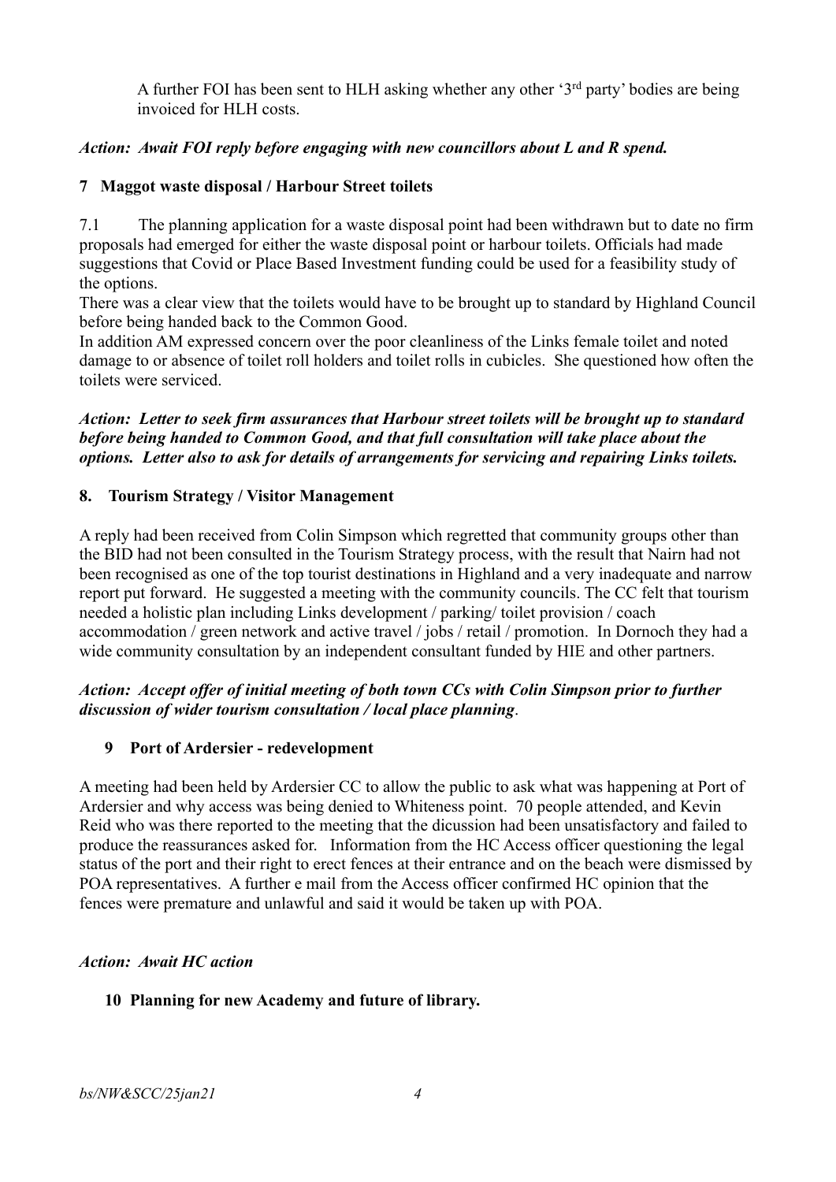A further FOI has been sent to HLH asking whether any other '3rd party' bodies are being invoiced for HLH costs.

***Action: Await FOI reply before engaging with new councillors about L and R spend.***

**7 Maggot waste disposal / Harbour Street toilets**

7.1 The planning application for a waste disposal point had been withdrawn but to date no firm proposals had emerged for either the waste disposal point or harbour toilets. Officials had made suggestions that Covid or Place Based Investment funding could be used for a feasibility study of the options.

There was a clear view that the toilets would have to be brought up to standard by Highland Council before being handed back to the Common Good.

In addition AM expressed concern over the poor cleanliness of the Links female toilet and noted damage to or absence of toilet roll holders and toilet rolls in cubicles. She questioned how often the toilets were serviced.

***Action: Letter to seek firm assurances that Harbour street toilets will be brought up to standard before being handed to Common Good, and that full consultation will take place about the options. Letter also to ask for details of arrangements for servicing and repairing Links toilets.***

**8. Tourism Strategy / Visitor Management**

A reply had been received from Colin Simpson which regretted that community groups other than the BID had not been consulted in the Tourism Strategy process, with the result that Nairn had not been recognised as one of the top tourist destinations in Highland and a very inadequate and narrow report put forward. He suggested a meeting with the community councils. The CC felt that tourism needed a holistic plan including Links development / parking/ toilet provision / coach accommodation / green network and active travel / jobs / retail / promotion. In Dornoch they had a wide community consultation by an independent consultant funded by HIE and other partners.

***Action: Accept offer of initial meeting of both town CCs with Colin Simpson prior to further discussion of wider tourism consultation / local place planning.***

**9 Port of Ardersier - redevelopment**

A meeting had been held by Ardersier CC to allow the public to ask what was happening at Port of Ardersier and why access was being denied to Whiteness point. 70 people attended, and Kevin Reid who was there reported to the meeting that the dicussion had been unsatisfactory and failed to produce the reassurances asked for. Information from the HC Access officer questioning the legal status of the port and their right to erect fences at their entrance and on the beach were dismissed by POA representatives. A further e mail from the Access officer confirmed HC opinion that the fences were premature and unlawful and said it would be taken up with POA.

***Action: Await HC action***

**10 Planning for new Academy and future of library.**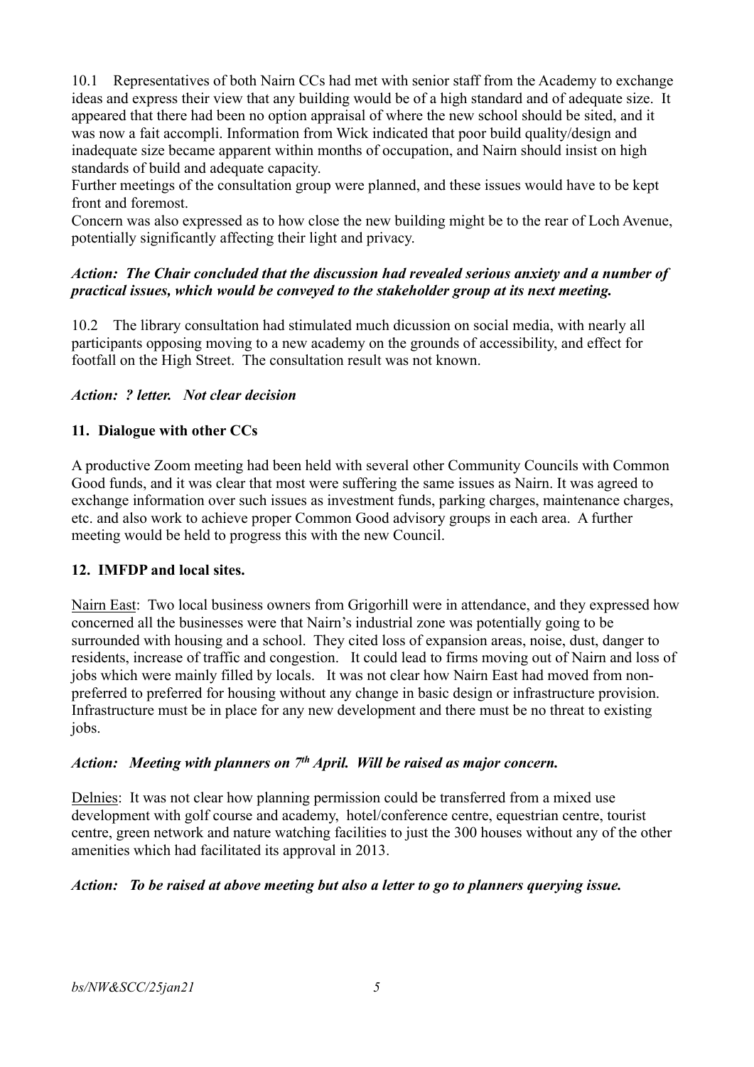10.1 Representatives of both Nairn CCs had met with senior staff from the Academy to exchange ideas and express their view that any building would be of a high standard and of adequate size. It appeared that there had been no option appraisal of where the new school should be sited, and it was now a fait accompli. Information from Wick indicated that poor build quality/design and inadequate size became apparent within months of occupation, and Nairn should insist on high standards of build and adequate capacity.

Further meetings of the consultation group were planned, and these issues would have to be kept front and foremost.

Concern was also expressed as to how close the new building might be to the rear of Loch Avenue, potentially significantly affecting their light and privacy.

***Action: The Chair concluded that the discussion had revealed serious anxiety and a number of practical issues, which would be conveyed to the stakeholder group at its next meeting.***

10.2 The library consultation had stimulated much dicussion on social media, with nearly all participants opposing moving to a new academy on the grounds of accessibility, and effect for footfall on the High Street. The consultation result was not known.

***Action: ? letter. Not clear decision***

## 11. Dialogue with other CCs

A productive Zoom meeting had been held with several other Community Councils with Common Good funds, and it was clear that most were suffering the same issues as Nairn. It was agreed to exchange information over such issues as investment funds, parking charges, maintenance charges, etc. and also work to achieve proper Common Good advisory groups in each area. A further meeting would be held to progress this with the new Council.

## 12. IMFDP and local sites.

Nairn East: Two local business owners from Grigorhill were in attendance, and they expressed how concerned all the businesses were that Nairn's industrial zone was potentially going to be surrounded with housing and a school. They cited loss of expansion areas, noise, dust, danger to residents, increase of traffic and congestion. It could lead to firms moving out of Nairn and loss of jobs which were mainly filled by locals. It was not clear how Nairn East had moved from non-preferred to preferred for housing without any change in basic design or infrastructure provision. Infrastructure must be in place for any new development and there must be no threat to existing jobs.

***Action: Meeting with planners on 7th April. Will be raised as major concern.***

Delnies: It was not clear how planning permission could be transferred from a mixed use development with golf course and academy, hotel/conference centre, equestrian centre, tourist centre, green network and nature watching facilities to just the 300 houses without any of the other amenities which had facilitated its approval in 2013.

***Action: To be raised at above meeting but also a letter to go to planners querying issue.***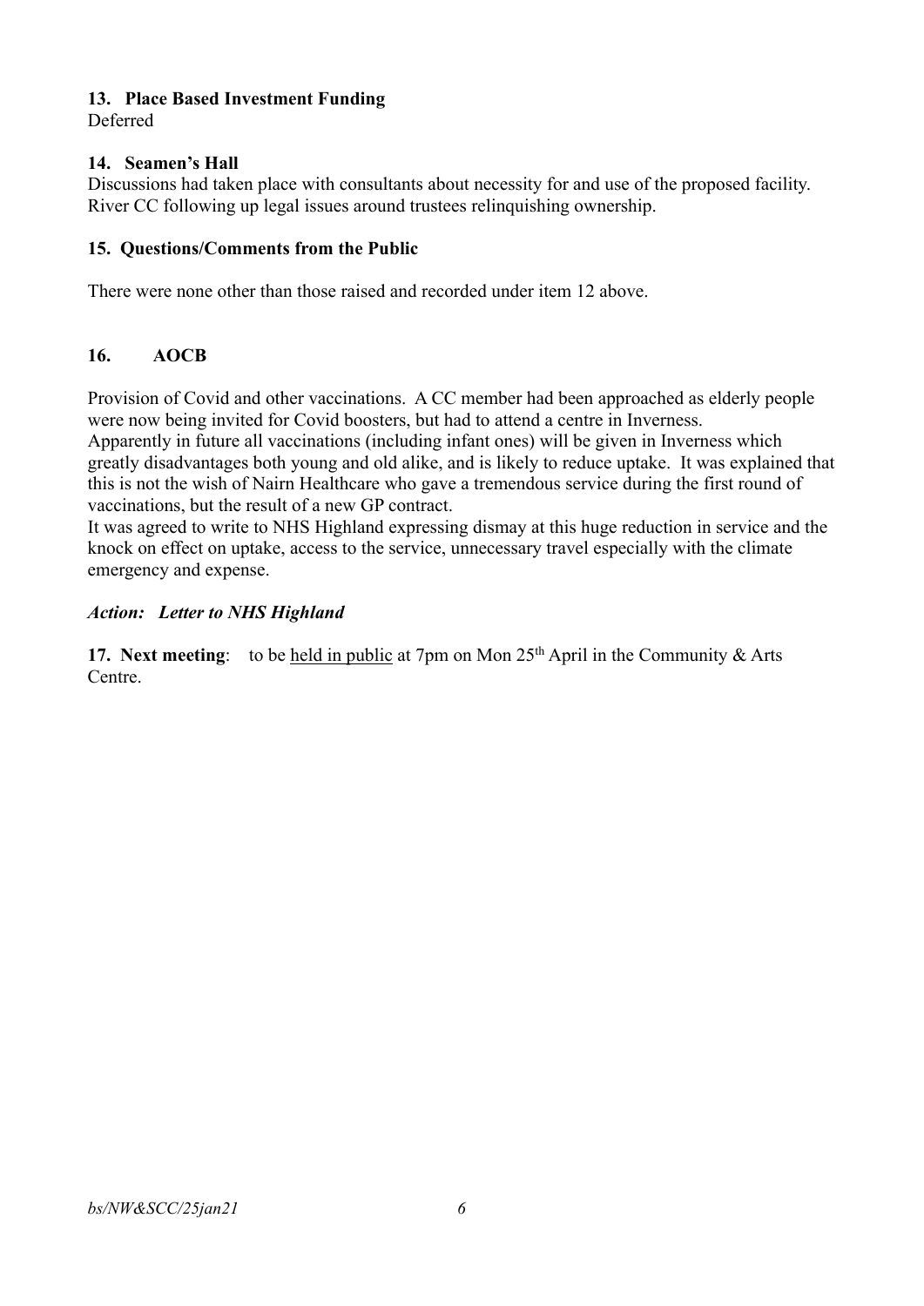**13. Place Based Investment Funding**

Deferred

**14. Seamen's Hall**

Discussions had taken place with consultants about necessity for and use of the proposed facility. River CC following up legal issues around trustees relinquishing ownership.

**15. Questions/Comments from the Public**

There were none other than those raised and recorded under item 12 above.

**16. AOCB**

Provision of Covid and other vaccinations. A CC member had been approached as elderly people were now being invited for Covid boosters, but had to attend a centre in Inverness.
Apparently in future all vaccinations (including infant ones) will be given in Inverness which greatly disadvantages both young and old alike, and is likely to reduce uptake. It was explained that this is not the wish of Nairn Healthcare who gave a tremendous service during the first round of vaccinations, but the result of a new GP contract.
It was agreed to write to NHS Highland expressing dismay at this huge reduction in service and the knock on effect on uptake, access to the service, unnecessary travel especially with the climate emergency and expense.

***Action: Letter to NHS Highland***

**17. Next meeting**: to be <u>held in public</u> at 7pm on Mon 25th April in the Community & Arts Centre.